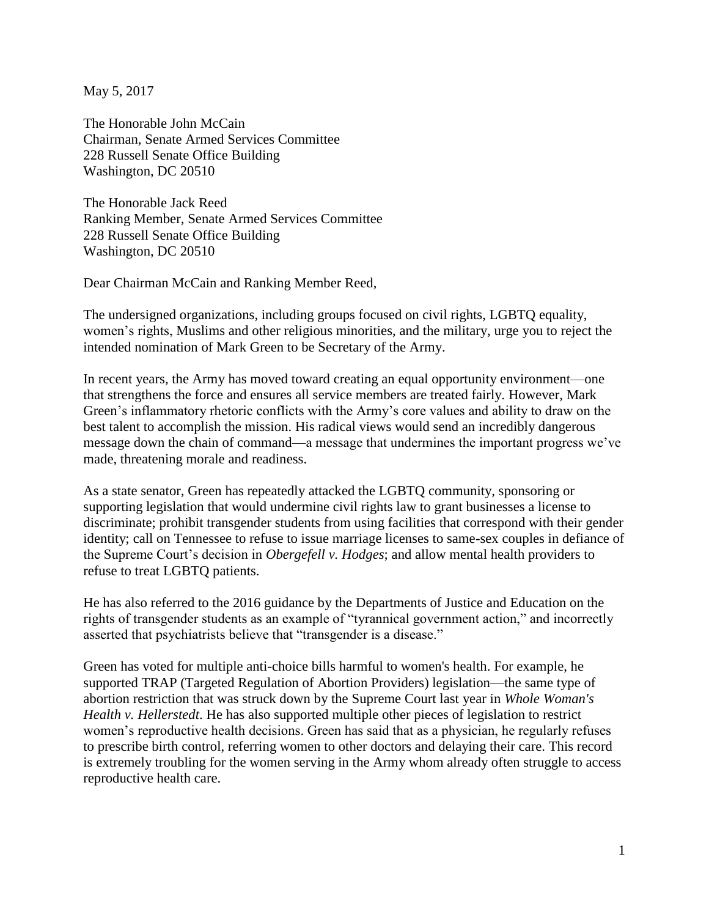May 5, 2017

The Honorable John McCain
Chairman, Senate Armed Services Committee
228 Russell Senate Office Building
Washington, DC 20510

The Honorable Jack Reed
Ranking Member, Senate Armed Services Committee
228 Russell Senate Office Building
Washington, DC 20510

Dear Chairman McCain and Ranking Member Reed,

The undersigned organizations, including groups focused on civil rights, LGBTQ equality, women's rights, Muslims and other religious minorities, and the military, urge you to reject the intended nomination of Mark Green to be Secretary of the Army.

In recent years, the Army has moved toward creating an equal opportunity environment—one that strengthens the force and ensures all service members are treated fairly. However, Mark Green's inflammatory rhetoric conflicts with the Army's core values and ability to draw on the best talent to accomplish the mission. His radical views would send an incredibly dangerous message down the chain of command—a message that undermines the important progress we've made, threatening morale and readiness.

As a state senator, Green has repeatedly attacked the LGBTQ community, sponsoring or supporting legislation that would undermine civil rights law to grant businesses a license to discriminate; prohibit transgender students from using facilities that correspond with their gender identity; call on Tennessee to refuse to issue marriage licenses to same-sex couples in defiance of the Supreme Court's decision in *Obergefell v. Hodges*; and allow mental health providers to refuse to treat LGBTQ patients.

He has also referred to the 2016 guidance by the Departments of Justice and Education on the rights of transgender students as an example of "tyrannical government action," and incorrectly asserted that psychiatrists believe that "transgender is a disease."

Green has voted for multiple anti-choice bills harmful to women's health. For example, he supported TRAP (Targeted Regulation of Abortion Providers) legislation—the same type of abortion restriction that was struck down by the Supreme Court last year in *Whole Woman's Health v. Hellerstedt*. He has also supported multiple other pieces of legislation to restrict women's reproductive health decisions. Green has said that as a physician, he regularly refuses to prescribe birth control, referring women to other doctors and delaying their care. This record is extremely troubling for the women serving in the Army whom already often struggle to access reproductive health care.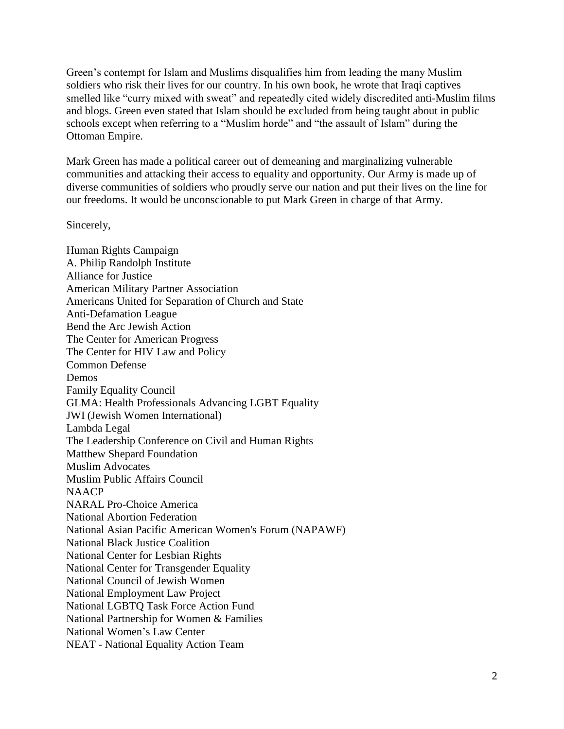Green's contempt for Islam and Muslims disqualifies him from leading the many Muslim soldiers who risk their lives for our country. In his own book, he wrote that Iraqi captives smelled like "curry mixed with sweat" and repeatedly cited widely discredited anti-Muslim films and blogs. Green even stated that Islam should be excluded from being taught about in public schools except when referring to a "Muslim horde" and "the assault of Islam" during the Ottoman Empire.

Mark Green has made a political career out of demeaning and marginalizing vulnerable communities and attacking their access to equality and opportunity. Our Army is made up of diverse communities of soldiers who proudly serve our nation and put their lives on the line for our freedoms. It would be unconscionable to put Mark Green in charge of that Army.

Sincerely,

Human Rights Campaign
A. Philip Randolph Institute
Alliance for Justice
American Military Partner Association
Americans United for Separation of Church and State
Anti-Defamation League
Bend the Arc Jewish Action
The Center for American Progress
The Center for HIV Law and Policy
Common Defense
Demos
Family Equality Council
GLMA: Health Professionals Advancing LGBT Equality
JWI (Jewish Women International)
Lambda Legal
The Leadership Conference on Civil and Human Rights
Matthew Shepard Foundation
Muslim Advocates
Muslim Public Affairs Council
NAACP
NARAL Pro-Choice America
National Abortion Federation
National Asian Pacific American Women's Forum (NAPAWF)
National Black Justice Coalition
National Center for Lesbian Rights
National Center for Transgender Equality
National Council of Jewish Women
National Employment Law Project
National LGBTQ Task Force Action Fund
National Partnership for Women & Families
National Women's Law Center
NEAT - National Equality Action Team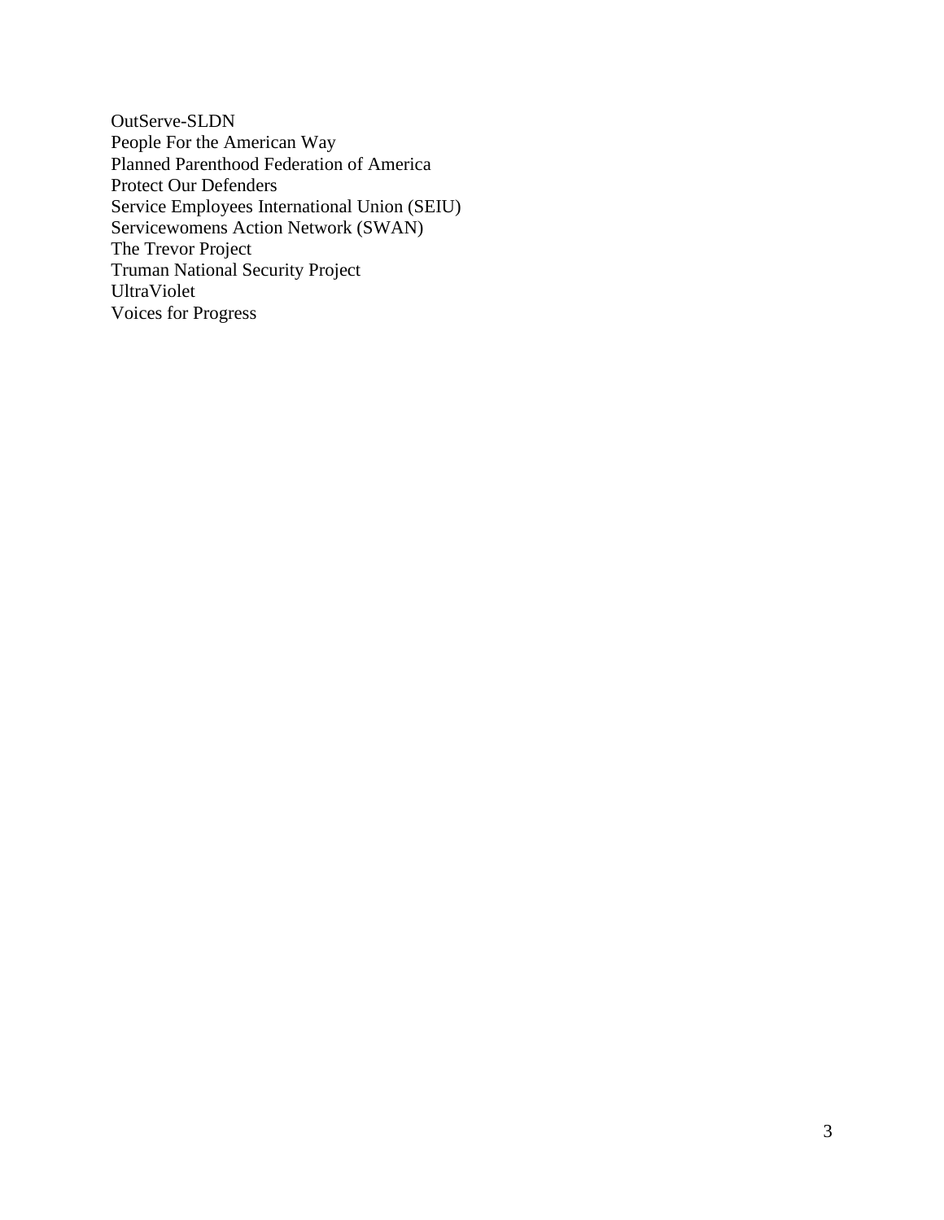OutServe-SLDN
People For the American Way
Planned Parenthood Federation of America
Protect Our Defenders
Service Employees International Union (SEIU)
Servicewomens Action Network (SWAN)
The Trevor Project
Truman National Security Project
UltraViolet
Voices for Progress